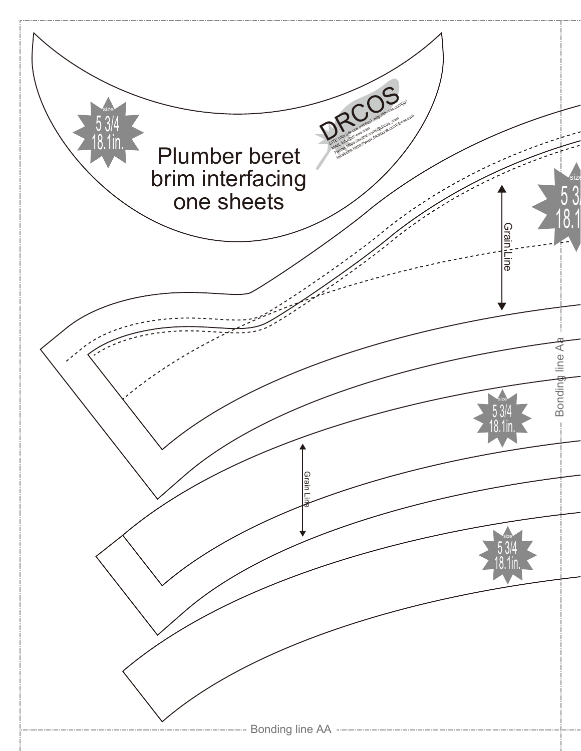Plumber beret brim interfacing one sheets

size 5 3/4 18.1in.

DRCOS

SITE http://dr-cos.info(en) http://dr-cos.com(jp)
MAIL info@dr-cos.com
Twitter https://twitter.com/@drcos_com
facebook https://www.facebook.com/drcoscom

size 5 3/4 18.1in.

Grain Line

Bonding line Aa

size 5 3/4 18.1in.

Grain Line

size 5 3/4 18.1in.

Bonding line AA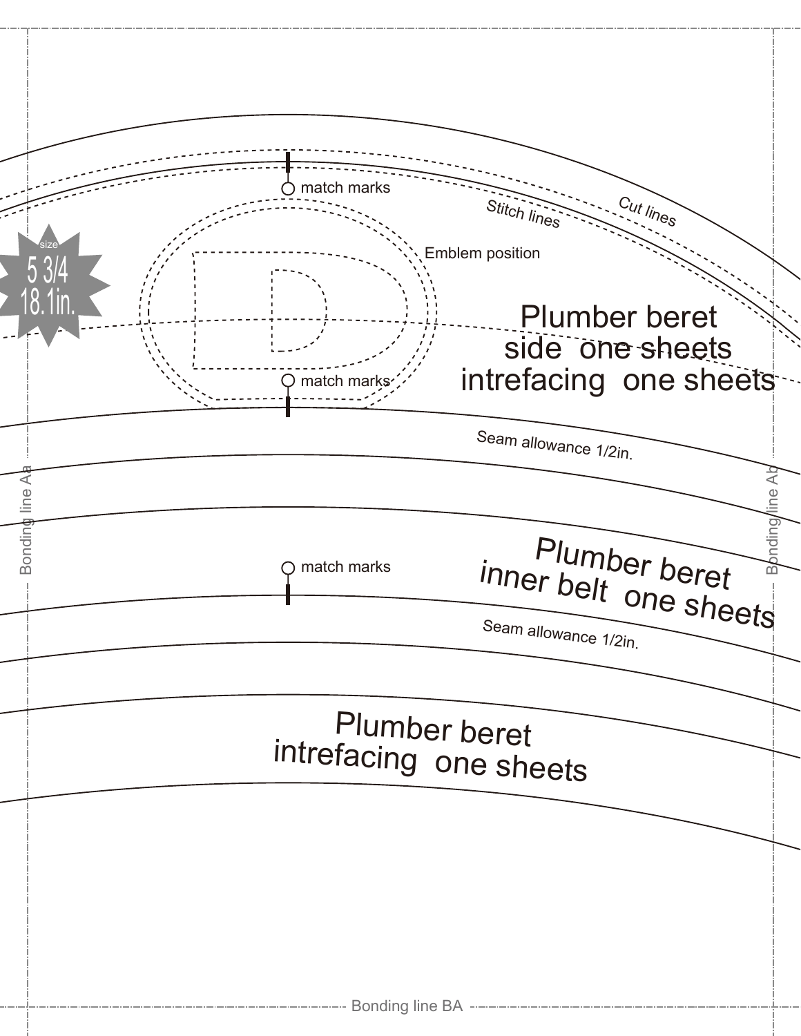size
5 3/4
18.1in.

match marks

Stitch lines

Cut lines

Emblem position

Plumber beret
side one sheets
intrefacing one sheets

match marks

Seam allowance 1/2in.

Bonding line Aa

Bonding line Ab

match marks

Plumber beret
inner belt one sheets

Seam allowance 1/2in.

Plumber beret
intrefacing one sheets

Bonding line BA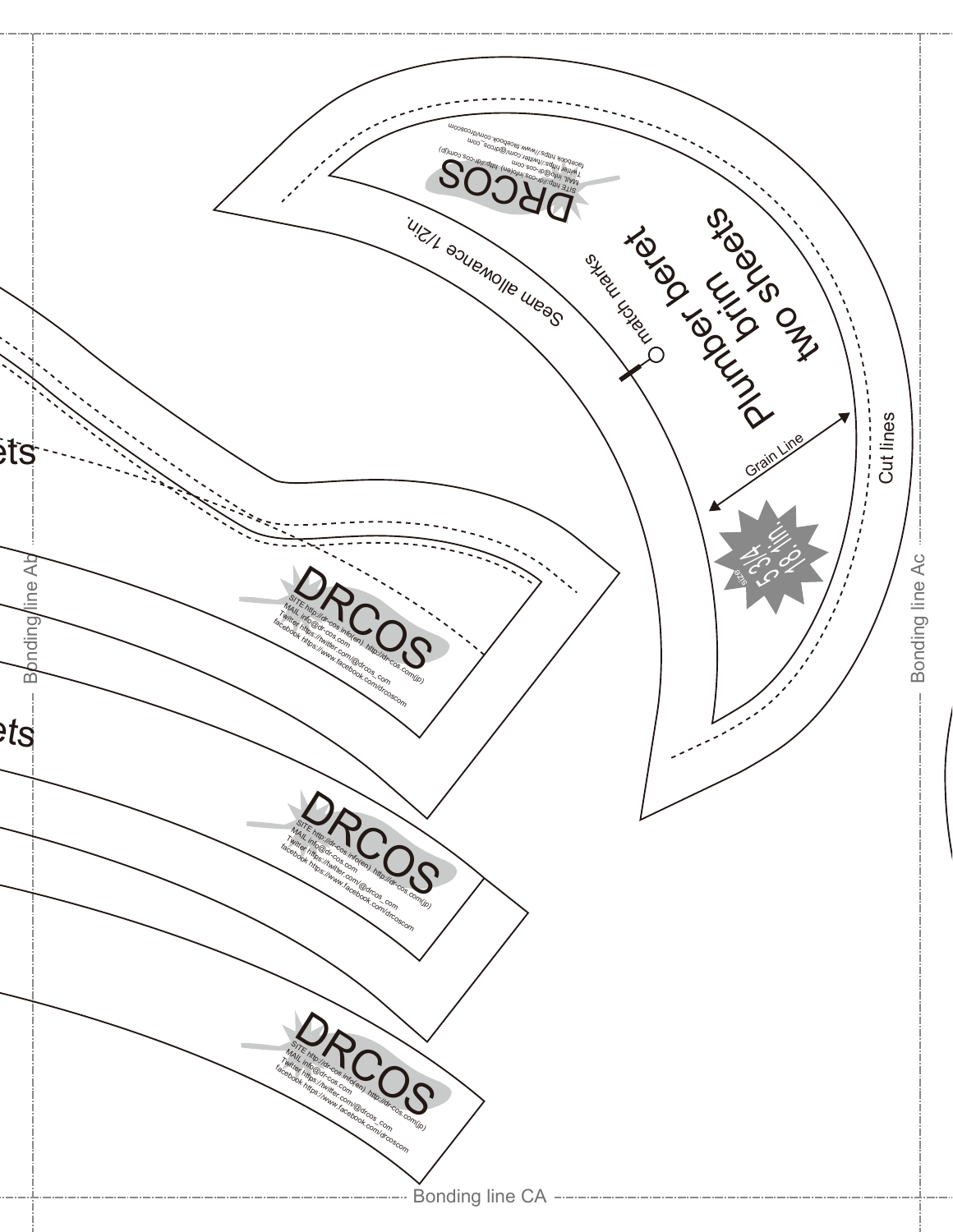Plumber beret
brim
two sheets

match marks

Seam allowance 1/2in.

Grain Line

Cut lines

size 5 3/4 18.1in.

DRCOS

SITE http://dr-cos.info(en) http://dr-cos.com(jp)
MAIL info@dr-cos.com
Twitter https://twitter.com/@drcos_com
facebook https://www.facebook.com/drcoscom

ets

ets

DRCOS

SITE http://dr-cos.info(en) http://dr-cos.com(jp)
MAIL info@dr-cos.com
Twitter https://twitter.com/@drcos_com
facebook https://www.facebook.com/drcoscom

DRCOS

SITE http://dr-cos.info(en) http://dr-cos.com(jp)
MAIL info@dr-cos.com
Twitter https://twitter.com/@drcos_com
facebook https://www.facebook.com/drcoscom

DRCOS

SITE http://dr-cos.info(en) http://dr-cos.com(jp)
MAIL info@dr-cos.com
Twitter https://twitter.com/@drcos_com
facebook https://www.facebook.com/drcoscom

Bonding line Ab

Bonding line Ac

Bonding line CA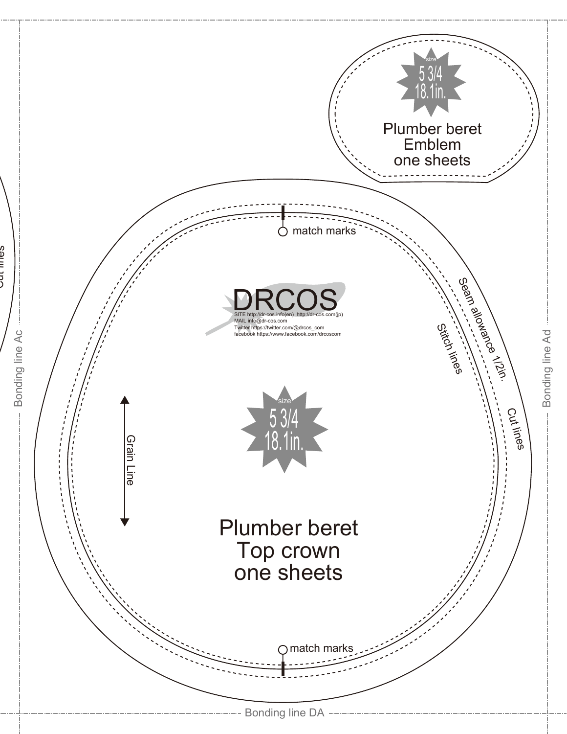Cut lines

Bonding line Ac

size
5 3/4
18.1in.

Plumber beret
Emblem
one sheets

match marks

DRCOS
SITE http://dr-cos.info(en) http://dr-cos.com(jp)
MAIL info@dr-cos.com
Twitter https://twitter.com/@drcos_com
facebook https://www.facebook.com/drcoscom

Seam allowance 1/2in.

Stitch lines

Cut lines

Bonding line Ad

Grain Line

size
5 3/4
18.1in.

Plumber beret
Top crown
one sheets

match marks

Bonding line DA